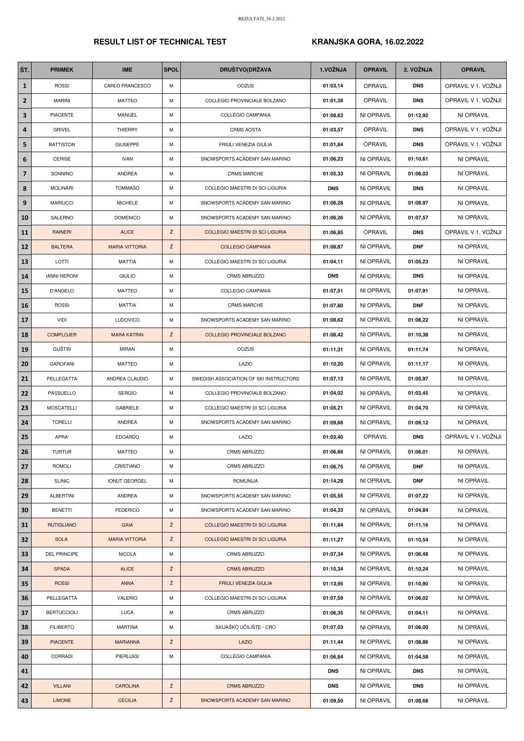# RESULT LIST OF TECHNICAL TEST

## KRANJSKA GORA, 16.02.2022

| ŠT. | PRIIMEK | IME | SPOL | DRUŠTVO(DRŽAVA | 1.VOŽNJA | OPRAVIL | 2. VOŽNJA | OPRAVIL |
|---|---|---|---|---|---|---|---|---|
| 1 | ROSSI | CARLO FRANCESCO | M | OOZUS | 01:03,14 | OPRAVIL | DNS | OPRAVIL V 1. VOŽNJI |
| 2 | MARINI | MATTEO | M | COLLEGIO PROVINCIALE BOLZANO | 01:01,39 | OPRAVIL | DNS | OPRAVIL V 1. VOŽNJI |
| 3 | PIACENTE | MANUEL | M | COLLEGIO CAMPANIA | 01:08,63 | NI OPRAVIL | 01:12,92 | NI OPRAVIL |
| 4 | GRIVEL | THIERRY | M | CRMS AOSTA | 01:03,57 | OPRAVIL | DNS | OPRAVIL V 1. VOŽNJI |
| 5 | BATTISTON | GIUSEPPE | M | FRIULI VENEZIA GIULIA | 01:01,84 | OPRAVIL | DNS | OPRAVIL V 1. VOŽNJI |
| 6 | CERISE | IVAN | M | SNOWSPORTS ACADEMY SAN MARINO | 01:06,23 | NI OPRAVIL | 01:10,61 | NI OPRAVIL |
| 7 | SONNINO | ANDREA | M | CRMS MARCHE | 01:05,33 | NI OPRAVIL | 01:08,03 | NI OPRAVIL |
| 8 | MOLINARI | TOMMASO | M | COLLEGIO MAESTRI DI SCI LIGURIA | DNS | NI OPRAVIL | DNS | NI OPRAVIL |
| 9 | MARIUCCI | MICHELE | M | SNOWSPORTS ACADEMY SAN MARINO | 01:06,28 | NI OPRAVIL | 01:08,97 | NI OPRAVIL |
| 10 | SALERNO | DOMENICO | M | SNOWSPORTS ACADEMY SAN MARINO | 01:06,26 | NI OPRAVIL | 01:07,57 | NI OPRAVIL |
| 11 | RAINERI | ALICE | Ž | COLLEGIO MAESTRI DI SCI LIGURIA | 01:06,85 | OPRAVIL | DNS | OPRAVIL V 1. VOŽNJI |
| 12 | BALTERA | MARIA VITTORIA | Ž | COLLEGIO CAMPANIA | 01:08,87 | NI OPRAVIL | DNF | NI OPRAVIL |
| 13 | LOTTI | MATTIA | M | COLLEGIO MAESTRI DI SCI LIGURIA | 01:04,11 | NI OPRAVIL | 01:05,23 | NI OPRAVIL |
| 14 | IANNI NERONI | GIULIO | M | CRMS ABRUZZO | DNS | NI OPRAVIL | DNS | NI OPRAVIL |
| 15 | D'ANGELO | MATTEO | M | COLLEGIO CAMPANIA | 01:07,51 | NI OPRAVIL | 01:07,91 | NI OPRAVIL |
| 16 | ROSSI | MATTIA | M | CRMS MARCHE | 01:07,60 | NI OPRAVIL | DNF | NI OPRAVIL |
| 17 | VIDI | LUDOVICO | M | SNOWSPORTS ACADEMY SAN MARINO | 01:08,62 | NI OPRAVIL | 01:08,22 | NI OPRAVIL |
| 18 | COMPLOJER | MARA KATRIN | Ž | COLLEGIO PROVINCIALE BOLZANO | 01:08,42 | NI OPRAVIL | 01:10,38 | NI OPRAVIL |
| 19 | GUŠTIN | MIRAN | M | OOZUS | 01:11,31 | NI OPRAVIL | 01:11,74 | NI OPRAVIL |
| 20 | GAROFANI | MATTEO | M | LAZIO | 01:10,20 | NI OPRAVIL | 01:11,17 | NI OPRAVIL |
| 21 | PELLEGATTA | ANDREA CLAUDIO | M | SWEDISH ASSOCIATION OF SKI INSTRUCTORS | 01:07,13 | NI OPRAVIL | 01:05,97 | NI OPRAVIL |
| 22 | PASSUELLO | SERGIO | M | COLLEGIO PROVINCIALE BOLZANO | 01:04,02 | NI OPRAVIL | 01:03,45 | NI OPRAVIL |
| 23 | MOSCATELLI | GABRIELE | M | COLLEGIO MAESTRI DI SCI LIGURIA | 01:05,21 | NI OPRAVIL | 01:04,70 | NI OPRAVIL |
| 24 | TORELLI | ANDREA | M | SNOWSPORTS ACADEMY SAN MARINO | 01:09,68 | NI OPRAVIL | 01:09,12 | NI OPRAVIL |
| 25 | APRA' | EDOARDO | M | LAZIO | 01:03,40 | OPRAVIL | DNS | OPRAVIL V 1. VOŽNJI |
| 26 | TURTUR | MATTEO | M | CRMS ABRUZZO | 01:06,68 | NI OPRAVIL | 01:06,01 | NI OPRAVIL |
| 27 | ROMOLI | CRISTIANO | M | CRMS ABRUZZO | 01:06,75 | NI OPRAVIL | DNF | NI OPRAVIL |
| 28 | SLINIC | IONUT GEORGEL | M | ROMUNIJA | 01:14,29 | NI OPRAVIL | DNF | NI OPRAVIL |
| 29 | ALBERTINI | ANDREA | M | SNOWSPORTS ACADEMY SAN MARINO | 01:05,55 | NI OPRAVIL | 01:07,22 | NI OPRAVIL |
| 30 | BENETTI | FEDERICO | M | SNOWSPORTS ACADEMY SAN MARINO | 01:04,33 | NI OPRAVIL | 01:04,84 | NI OPRAVIL |
| 31 | RUTIGLIANO | GAIA | Ž | COLLEGIO MAESTRI DI SCI LIGURIA | 01:11,84 | NI OPRAVIL | 01:11,16 | NI OPRAVIL |
| 32 | SOLA | MARIA VITTORIA | Ž | COLLEGIO MAESTRI DI SCI LIGURIA | 01:11,27 | NI OPRAVIL | 01:10,54 | NI OPRAVIL |
| 33 | DEL PRINCIPE | NICOLA | M | CRMS ABRUZZO | 01:07,34 | NI OPRAVIL | 01:06,48 | NI OPRAVIL |
| 34 | SPADA | ALICE | Ž | CRMS ABRUZZO | 01:10,34 | NI OPRAVIL | 01:10,24 | NI OPRAVIL |
| 35 | ROSSI | ANNA | Ž | FRIULI VENEZIA GIULIA | 01:13,95 | NI OPRAVIL | 01:10,90 | NI OPRAVIL |
| 36 | PELLEGATTA | VALERIO | M | COLLEGIO MAESTRI DI SCI LIGURIA | 01:07,59 | NI OPRAVIL | 01:06,02 | NI OPRAVIL |
| 37 | BERTUCCIOLI | LUCA | M | CRMS ABRUZZO | 01:06,35 | NI OPRAVIL | 01:04,11 | NI OPRAVIL |
| 38 | FILIBERTO | MARTINA | M | SKIJAŠKO UČILIŠTE - CRO | 01:07,03 | NI OPRAVIL | 01:06,00 | NI OPRAVIL |
| 39 | PIACENTE | MARIANNA | Ž | LAZIO | 01:11,44 | NI OPRAVIL | 01:08,86 | NI OPRAVIL |
| 40 | CORRADI | PIERLUIGI | M | COLLEGIO CAMPANIA | 01:06,84 | NI OPRAVIL | 01:04,58 | NI OPRAVIL |
| 41 | | | | | DNS | NI OPRAVIL | DNS | NI OPRAVIL |
| 42 | VILLANI | CAROLINA | Ž | CRMS ABRUZZO | DNS | NI OPRAVIL | DNS | NI OPRAVIL |
| 43 | LIMONE | CECILIA | Ž | SNOWSPORTS ACADEMY SAN MARINO | 01:09,50 | NI OPRAVIL | 01:08,68 | NI OPRAVIL |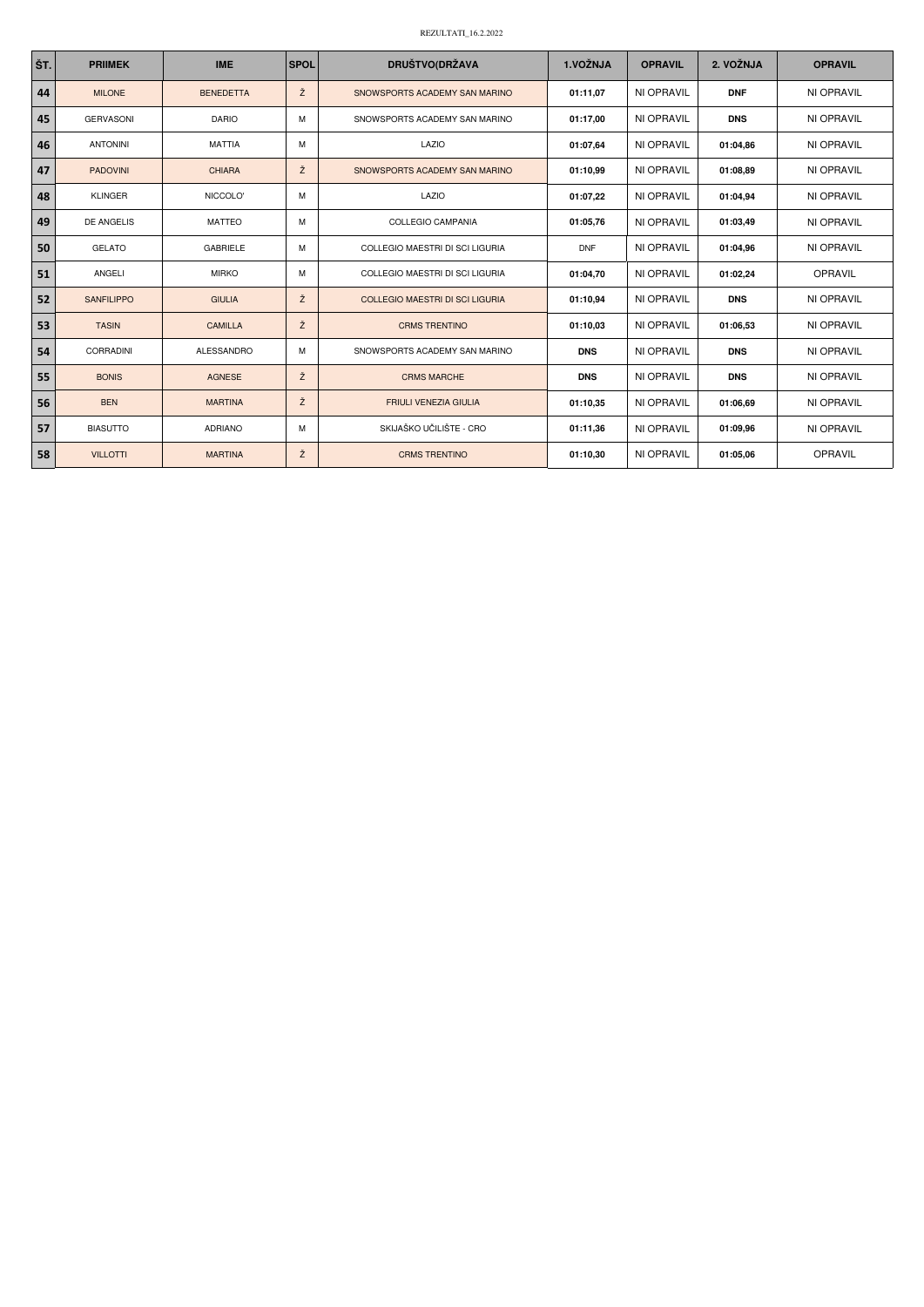REZULTATI_16.2.2022

| ŠT. | PRIIMEK | IME | SPOL | DRUŠTVO(DRŽAVA | 1.VOŽNJA | OPRAVIL | 2. VOŽNJA | OPRAVIL |
|---|---|---|---|---|---|---|---|---|
| 44 | MILONE | BENEDETTA | Ž | SNOWSPORTS ACADEMY SAN MARINO | 01:11,07 | NI OPRAVIL | DNF | NI OPRAVIL |
| 45 | GERVASONI | DARIO | M | SNOWSPORTS ACADEMY SAN MARINO | 01:17,00 | NI OPRAVIL | DNS | NI OPRAVIL |
| 46 | ANTONINI | MATTIA | M | LAZIO | 01:07,64 | NI OPRAVIL | 01:04,86 | NI OPRAVIL |
| 47 | PADOVINI | CHIARA | Ž | SNOWSPORTS ACADEMY SAN MARINO | 01:10,99 | NI OPRAVIL | 01:08,89 | NI OPRAVIL |
| 48 | KLINGER | NICCOLO' | M | LAZIO | 01:07,22 | NI OPRAVIL | 01:04,94 | NI OPRAVIL |
| 49 | DE ANGELIS | MATTEO | M | COLLEGIO CAMPANIA | 01:05,76 | NI OPRAVIL | 01:03,49 | NI OPRAVIL |
| 50 | GELATO | GABRIELE | M | COLLEGIO MAESTRI DI SCI LIGURIA | DNF | NI OPRAVIL | 01:04,96 | NI OPRAVIL |
| 51 | ANGELI | MIRKO | M | COLLEGIO MAESTRI DI SCI LIGURIA | 01:04,70 | NI OPRAVIL | 01:02,24 | OPRAVIL |
| 52 | SANFILIPPO | GIULIA | Ž | COLLEGIO MAESTRI DI SCI LIGURIA | 01:10,94 | NI OPRAVIL | DNS | NI OPRAVIL |
| 53 | TASIN | CAMILLA | Ž | CRMS TRENTINO | 01:10,03 | NI OPRAVIL | 01:06,53 | NI OPRAVIL |
| 54 | CORRADINI | ALESSANDRO | M | SNOWSPORTS ACADEMY SAN MARINO | DNS | NI OPRAVIL | DNS | NI OPRAVIL |
| 55 | BONIS | AGNESE | Ž | CRMS MARCHE | DNS | NI OPRAVIL | DNS | NI OPRAVIL |
| 56 | BEN | MARTINA | Ž | FRIULI VENEZIA GIULIA | 01:10,35 | NI OPRAVIL | 01:06,69 | NI OPRAVIL |
| 57 | BIASUTTO | ADRIANO | M | SKIJAŠKO UČILIŠTE - CRO | 01:11,36 | NI OPRAVIL | 01:09,96 | NI OPRAVIL |
| 58 | VILLOTTI | MARTINA | Ž | CRMS TRENTINO | 01:10,30 | NI OPRAVIL | 01:05,06 | OPRAVIL |